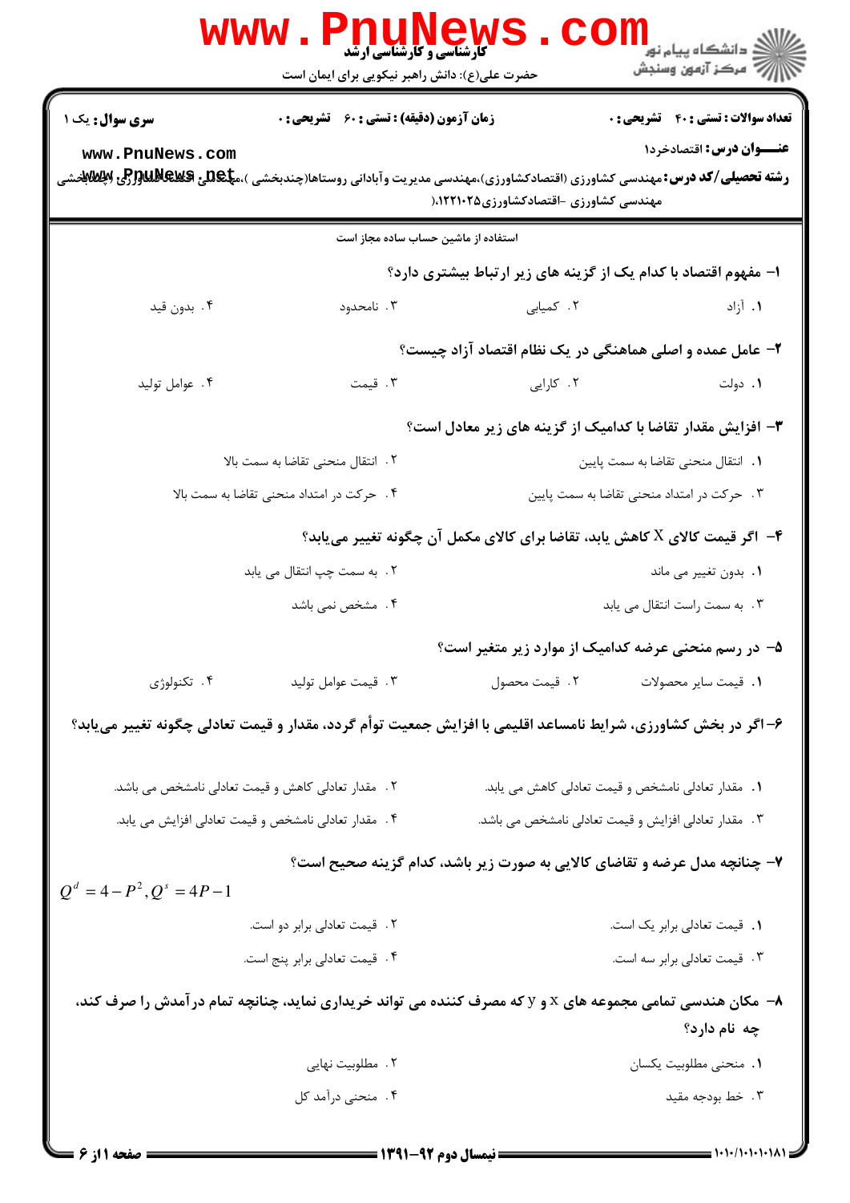**سری سوال:** یک ۱ &nbsp;&nbsp;&nbsp; **زمان آزمون (دقیقه) : تستی : ۶۰ تشریحی : ۰** &nbsp;&nbsp;&nbsp; **تعداد سوالات : تستی : ۴۰ تشریحی : ۰**

**عنـــوان درس:** اقتصادخرد۱

**رشته تحصیلی/کد درس:** مهندسی کشاورزی (اقتصادکشاورزی)،مهندسی مدیریت وآبادانی روستاها(چندبخشی )،مهندسی کشاورزی (اقتصادکشاورزی)،مهندسی کشاورزی -اقتصادکشاورزی۱۲۲۱۰۲۵ (

استفاده از ماشین حساب ساده مجاز است

**۱- مفهوم اقتصاد با کدام یک از گزینه های زیر ارتباط بیشتری دارد؟**

۱. آزاد
۲. کمیابی
۳. نامحدود
۴. بدون قید

**۲- عامل عمده و اصلی هماهنگی در یک نظام اقتصاد آزاد چیست؟**

۱. دولت
۲. کارایی
۳. قیمت
۴. عوامل تولید

**۳- افزایش مقدار تقاضا با کدامیک از گزینه های زیر معادل است؟**

۱. انتقال منحنی تقاضا به سمت پایین
۲. انتقال منحنی تقاضا به سمت بالا
۳. حرکت در امتداد منحنی تقاضا به سمت پایین
۴. حرکت در امتداد منحنی تقاضا به سمت بالا

**۴- اگر قیمت کالای X کاهش یابد، تقاضا برای کالای مکمل آن چگونه تغییر می‌یابد؟**

۱. بدون تغییر می ماند
۲. به سمت چپ انتقال می یابد
۳. به سمت راست انتقال می یابد
۴. مشخص نمی باشد

**۵- در رسم منحنی عرضه کدامیک از موارد زیر متغیر است؟**

۱. قیمت سایر محصولات
۲. قیمت محصول
۳. قیمت عوامل تولید
۴. تکنولوژی

**۶-اگر در بخش کشاورزی، شرایط نامساعد اقلیمی با افزایش جمعیت توأم گردد، مقدار و قیمت تعادلی چگونه تغییر می‌یابد؟**

۱. مقدار تعادلی نامشخص و قیمت تعادلی کاهش می یابد.
۲. مقدار تعادلی کاهش و قیمت تعادلی نامشخص می باشد.
۳. مقدار تعادلی افزایش و قیمت تعادلی نامشخص می باشد.
۴. مقدار تعادلی نامشخص و قیمت تعادلی افزایش می یابد.

**۷- چنانچه مدل عرضه و تقاضای کالایی به صورت زیر باشد، کدام گزینه صحیح است؟**

$$Q^d = 4 - P^2, Q^s = 4P - 1$$

۱. قیمت تعادلی برابر یک است.
۲. قیمت تعادلی برابر دو است.
۳. قیمت تعادلی برابر سه است.
۴. قیمت تعادلی برابر پنج است.

**۸- مکان هندسی تمامی مجموعه های x و y که مصرف کننده می تواند خریداری نماید، چنانچه تمام درآمدش را صرف کند، چه نام دارد؟**

۱. منحنی مطلوبیت یکسان
۲. مطلوبیت نهایی
۳. خط بودجه مقید
۴. منحنی درآمد کل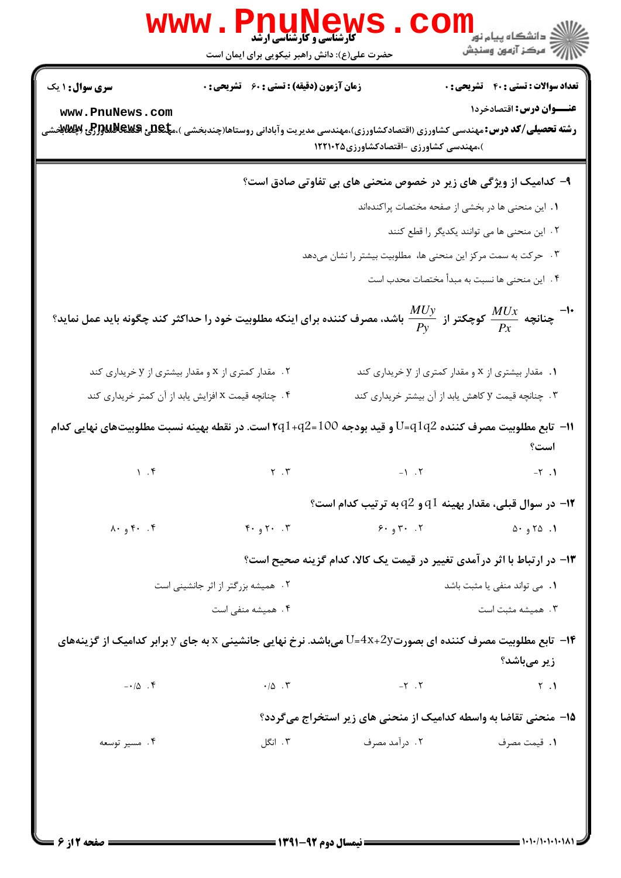**سری سوال:** ۱ یک

**زمان آزمون (دقیقه) : تستی :** ۶۰ **تشریحی :** ۰

**تعداد سوالات : تستی :** ۴۰ **تشریحی :** ۰

**عنـــوان درس:** اقتصادخرد۱

**رشته تحصیلی/کد درس:** مهندسی کشاورزی (اقتصادکشاورزی)،مهندسی مدیریت وآبادانی روستاها(چندبخشی )،مهندسی کشاورزی (اقتصادکشاورزی)(چندبخشی )،مهندسی کشاورزی -اقتصادکشاورزی۱۲۲۱۰۲۵

۹- کدامیک از ویژگی های زیر در خصوص منحنی های بی تفاوتی صادق است؟

۱. این منحنی ها در بخشی از صفحه مختصات پراکنده‌اند

۲. این منحنی ها می توانند یکدیگر را قطع کنند

۳. حرکت به سمت مرکز این منحنی ها، مطلوبیت بیشتر را نشان می‌دهد

۴. این منحنی ها نسبت به مبدأ مختصات محدب است

۱۰- چنانچه $\frac{MUx}{Px}$ کوچکتر از $\frac{MUy}{Py}$ باشد، مصرف کننده برای اینکه مطلوبیت خود را حداکثر کند چگونه باید عمل نماید؟

۱. مقدار بیشتری از x و مقدار کمتری از y خریداری کند

۲. مقدار کمتری از x و مقدار بیشتری از y خریداری کند

۳. چنانچه قیمت y کاهش یابد از آن بیشتر خریداری کند

۴. چنانچه قیمت x افزایش یابد از آن کمتر خریداری کند

۱۱- تابع مطلوبیت مصرف کننده $U=q1q2$ و قید بودجه $2q1+q2=100$ است. در نقطه بهینه نسبت مطلوبیت‌های نهایی کدام است؟

۱. ۲-

۲. ۱-

۳. ۲

۴. ۱

۱۲- در سوال قبلی، مقدار بهینه $q1$ و $q2$ به ترتیب کدام است؟

۱. ۲۵ و ۵۰

۲. ۳۰ و ۶۰

۳. ۲۰ و ۴۰

۴. ۴۰ و ۸۰

۱۳- در ارتباط با اثر درآمدی تغییر در قیمت یک کالا، کدام گزینه صحیح است؟

۱. می تواند منفی یا مثبت باشد

۲. همیشه بزرگتر از اثر جانشینی است

۳. همیشه مثبت است

۴. همیشه منفی است

۱۴- تابع مطلوبیت مصرف کننده ای بصورت $U=4x+2y$ می‌باشد. نرخ نهایی جانشینی x به جای y برابر کدامیک از گزینه‌های زیر می‌باشد؟

۱. ۲

۲. ۲-

۳. ۰/۵

۴. ۰/۵-

۱۵- منحنی تقاضا به واسطه کدامیک از منحنی های زیر استخراج می‌گردد؟

۱. قیمت مصرف

۲. درآمد مصرف

۳. انگل

۴. مسیر توسعه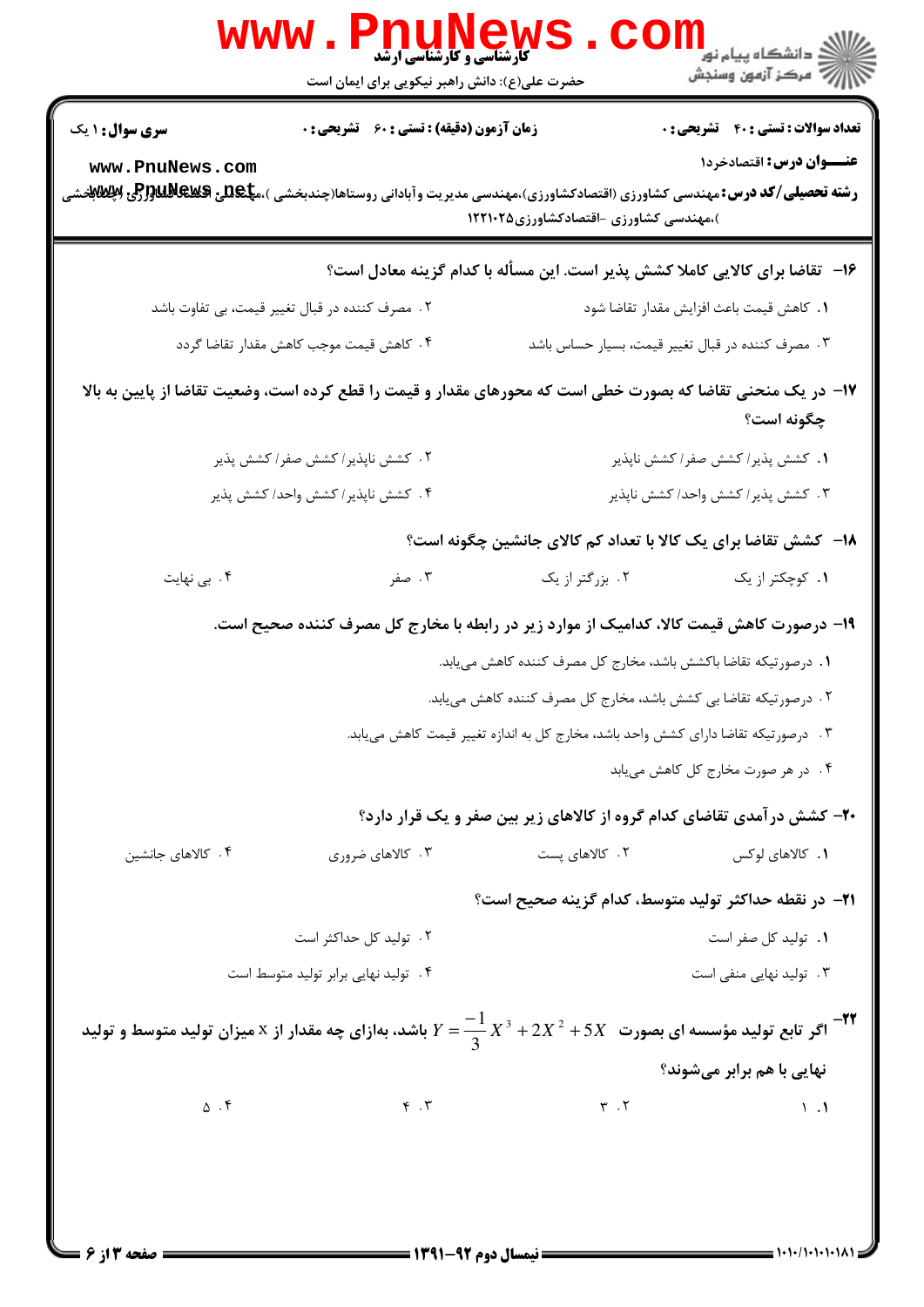**سری سوال:** ۱ یک

**زمان آزمون (دقیقه) : تستی :** ۶۰ **تشریحی :** ۰

**تعداد سوالات : تستی :** ۴۰ **تشریحی :** ۰

**عنـــوان درس:** اقتصادخرد۱

**رشته تحصیلی/کد درس:** مهندسی کشاورزی (اقتصادکشاورزی)،مهندسی مدیریت وآبادانی روستاها(چندبخشی )،مهندسی کشاورزی (چندبخشی )،مهندسی کشاورزی -اقتصادکشاورزی۱۲۲۱۰۲۵

۱۶- تقاضا برای کالایی کاملا کشش پذیر است. این مسأله با کدام گزینه معادل است؟

۱. کاهش قیمت باعث افزایش مقدار تقاضا شود

۲. مصرف کننده در قبال تغییر قیمت، بی تفاوت باشد

۳. مصرف کننده در قبال تغییر قیمت، بسیار حساس باشد

۴. کاهش قیمت موجب کاهش مقدار تقاضا گردد

۱۷- در یک منحنی تقاضا که بصورت خطی است که محورهای مقدار و قیمت را قطع کرده است، وضعیت تقاضا از پایین به بالا چگونه است؟

۱. کشش پذیر/ کشش صفر/ کشش ناپذیر

۲. کشش ناپذیر/ کشش صفر/ کشش پذیر

۳. کشش پذیر/ کشش واحد/ کشش ناپذیر

۴. کشش ناپذیر/ کشش واحد/ کشش پذیر

۱۸- کشش تقاضا برای یک کالا با تعداد کم کالای جانشین چگونه است؟

۱. کوچکتر از یک

۲. بزرگتر از یک

۳. صفر

۴. بی نهایت

۱۹- درصورت کاهش قیمت کالا، کدامیک از موارد زیر در رابطه با مخارج کل مصرف کننده صحیح است.

۱. درصورتیکه تقاضا باکشش باشد، مخارج کل مصرف کننده کاهش می‌یابد.

۲. درصورتیکه تقاضا بی کشش باشد، مخارج کل مصرف کننده کاهش می‌یابد.

۳. درصورتیکه تقاضا دارای کشش واحد باشد، مخارج کل به اندازه تغییر قیمت کاهش می‌یابد.

۴. در هر صورت مخارج کل کاهش می‌یابد

۲۰- کشش درآمدی تقاضای کدام گروه از کالاهای زیر بین صفر و یک قرار دارد؟

۱. کالاهای لوکس

۲. کالاهای پست

۳. کالاهای ضروری

۴. کالاهای جانشین

۲۱- در نقطه حداکثر تولید متوسط، کدام گزینه صحیح است؟

۱. تولید کل صفر است

۲. تولید کل حداکثر است

۳. تولید نهایی منفی است

۴. تولید نهایی برابر تولید متوسط است

۲۲- اگر تابع تولید مؤسسه ای بصورت $Y = \frac{-1}{3}X^3 + 2X^2 + 5X$ باشد، بهازای چه مقدار از x میزان تولید متوسط و تولید نهایی با هم برابر می‌شوند؟

۱. ۱

۲. ۳

۳. ۴

۴. ۵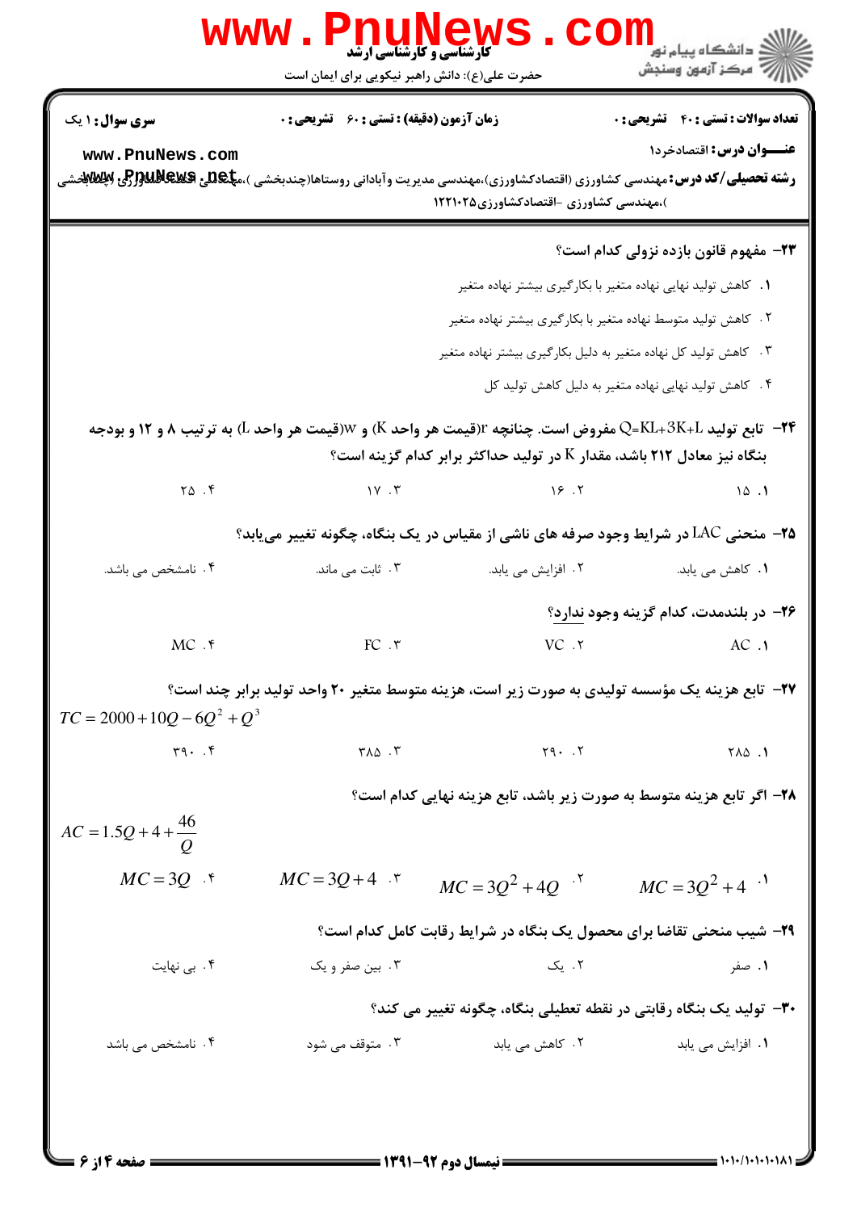**۲۳- مفهوم قانون بازده نزولی کدام است؟**

۱. کاهش تولید نهایی نهاده متغیر با بکارگیری بیشتر نهاده متغیر

۲. کاهش تولید متوسط نهاده متغیر با بکارگیری بیشتر نهاده متغیر

۳. کاهش تولید کل نهاده متغیر به دلیل بکارگیری بیشتر نهاده متغیر

۴. کاهش تولید نهایی نهاده متغیر به دلیل کاهش تولید کل

**۲۴- تابع تولید $Q=KL+3K+L$ مفروض است. چنانچه r(قیمت هر واحد K) و w(قیمت هر واحد L) به ترتیب ۸ و ۱۲ و بودجه بنگاه نیز معادل ۲۱۲ باشد، مقدار K در تولید حداکثر برابر کدام گزینه است؟**

۱. ۱۵ ۲. ۱۶ ۳. ۱۷ ۴. ۲۵

**۲۵- منحنی LAC در شرایط وجود صرفه های ناشی از مقیاس در یک بنگاه، چگونه تغییر می‌یابد؟**

۱. کاهش می یابد. ۲. افزایش می یابد. ۳. ثابت می ماند. ۴. نامشخص می باشد.

**۲۶- در بلندمدت، کدام گزینه وجود ندارد؟**

۱. AC ۲. VC ۳. FC ۴. MC

**۲۷- تابع هزینه یک مؤسسه تولیدی به صورت زیر است، هزینه متوسط متغیر ۲۰ واحد تولید برابر چند است؟**

$$TC = 2000 + 10Q - 6Q^2 + Q^3$$

۱. ۲۸۵ ۲. ۲۹۰ ۳. ۳۸۵ ۴. ۳۹۰

**۲۸- اگر تابع هزینه متوسط به صورت زیر باشد، تابع هزینه نهایی کدام است؟**

$$AC = 1.5Q + 4 + \frac{46}{Q}$$

۱. $MC = 3Q^2 + 4$ ۲. $MC = 3Q^2 + 4Q$ ۳. $MC = 3Q + 4$ ۴. $MC = 3Q$

**۲۹- شیب منحنی تقاضا برای محصول یک بنگاه در شرایط رقابت کامل کدام است؟**

۱. صفر ۲. یک ۳. بین صفر و یک ۴. بی نهایت

**۳۰- تولید یک بنگاه رقابتی در نقطه تعطیلی بنگاه، چگونه تغییر می کند؟**

۱. افزایش می یابد ۲. کاهش می یابد ۳. متوقف می شود ۴. نامشخص می باشد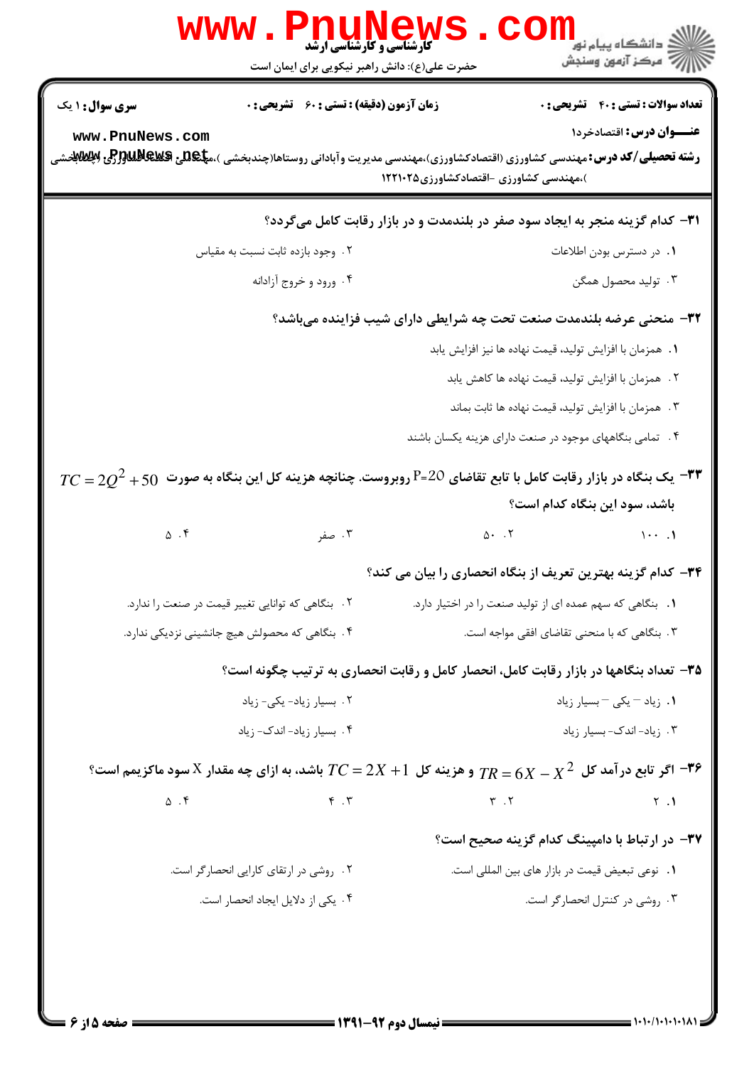**سری سوال:** ۱ یک

**زمان آزمون (دقیقه) : تستی : ۶۰ تشریحی : ۰**

**تعداد سوالات : تستی : ۴۰ تشریحی : ۰**

**عنـــوان درس:** اقتصادخرد۱

**رشته تحصیلی/کد درس:** مهندسی کشاورزی (اقتصادکشاورزی)،مهندسی مدیریت وآبادانی روستاها(چندبخشی )،مهندسی کشاورزی (چندبخشی )،مهندسی کشاورزی -اقتصادکشاورزی۱۲۲۱۰۲۵

**۳۱- کدام گزینه منجر به ایجاد سود صفر در بلندمدت و در بازار رقابت کامل می‌گردد؟**

۱. در دسترس بودن اطلاعات

۲. وجود بازده ثابت نسبت به مقیاس

۳. تولید محصول همگن

۴. ورود و خروج آزادانه

**۳۲- منحنی عرضه بلندمدت صنعت تحت چه شرایطی دارای شیب فزاینده می‌باشد؟**

۱. همزمان با افزایش تولید، قیمت نهاده ها نیز افزایش یابد

۲. همزمان با افزایش تولید، قیمت نهاده ها کاهش یابد

۳. همزمان با افزایش تولید، قیمت نهاده ها ثابت بماند

۴. تمامی بنگاههای موجود در صنعت دارای هزینه یکسان باشند

**۳۳- یک بنگاه در بازار رقابت کامل با تابع تقاضای P=20 روبروست. چنانچه هزینه کل این بنگاه به صورت $TC = 2Q^2 + 50$ باشد، سود این بنگاه کدام است؟**

۱. ۱۰۰

۲. ۵۰

۳. صفر

۴. ۵

**۳۴- کدام گزینه بهترین تعریف از بنگاه انحصاری را بیان می کند؟**

۱. بنگاهی که سهم عمده ای از تولید صنعت را در اختیار دارد.

۲. بنگاهی که توانایی تغییر قیمت در صنعت را ندارد.

۳. بنگاهی که با منحنی تقاضای افقی مواجه است.

۴. بنگاهی که محصولش هیچ جانشینی نزدیکی ندارد.

**۳۵- تعداد بنگاهها در بازار رقابت کامل، انحصار کامل و رقابت انحصاری به ترتیب چگونه است؟**

۱. زیاد – یکی – بسیار زیاد

۲. بسیار زیاد- یکی- زیاد

۳. زیاد- اندک- بسیار زیاد

۴. بسیار زیاد- اندک- زیاد

**۳۶- اگر تابع درآمد کل $TR = 6X - X^2$ و هزینه کل $TC = 2X + 1$ باشد، به ازای چه مقدار X سود ماکزیمم است؟**

۱. ۲

۲. ۳

۳. ۴

۴. ۵

**۳۷- در ارتباط با دامپینگ کدام گزینه صحیح است؟**

۱. نوعی تبعیض قیمت در بازار های بین المللی است.

۲. روشی در ارتقای کارایی انحصارگر است.

۳. روشی در کنترل انحصارگر است.

۴. یکی از دلایل ایجاد انحصار است.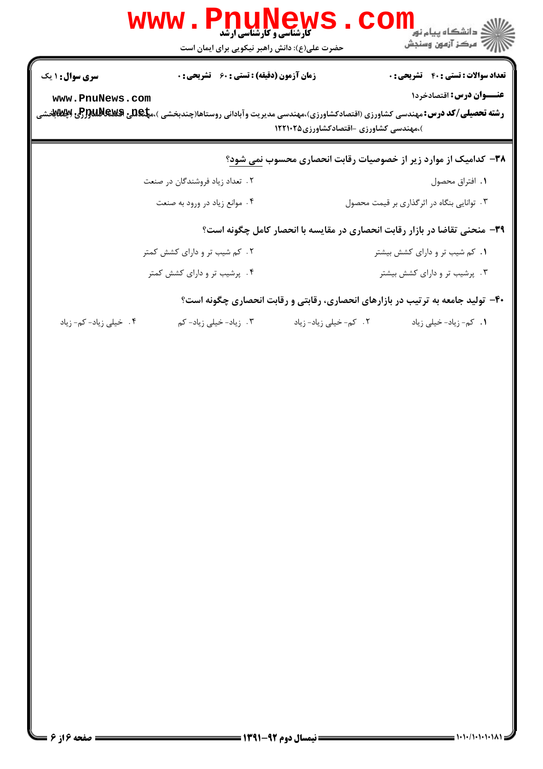**سری سوال:** ۱ یک

**زمان آزمون (دقیقه) : تستی :** ۶۰ **تشریحی :** ۰

**تعداد سوالات : تستی :** ۴۰ **تشریحی :** ۰

**عنـــوان درس:** اقتصادخرد۱

**رشته تحصیلی/کد درس:** مهندسی کشاورزی (اقتصادکشاورزی)،مهندسی مدیریت وآبادانی روستاها(چندبخشی )،مهندسی کشاورزی (چندبخشی )،مهندسی کشاورزی -اقتصادکشاورزی۱۲۲۱۰۲۵

**۳۸- کدامیک از موارد زیر از خصوصیات رقابت انحصاری محسوب نمی شود؟**

۱. افتراق محصول

۲. تعداد زیاد فروشندگان در صنعت

۳. توانایی بنگاه در اثرگذاری بر قیمت محصول

۴. موانع زیاد در ورود به صنعت

**۳۹- منحنی تقاضا در بازار رقابت انحصاری در مقایسه با انحصار کامل چگونه است؟**

۱. کم شیب تر و دارای کشش بیشتر

۲. کم شیب تر و دارای کشش کمتر

۳. پرشیب تر و دارای کشش بیشتر

۴. پرشیب تر و دارای کشش کمتر

**۴۰- تولید جامعه به ترتیب در بازارهای انحصاری، رقابتی و رقابت انحصاری چگونه است؟**

۱. کم- زیاد- خیلی زیاد

۲. کم- خیلی زیاد- زیاد

۳. زیاد- خیلی زیاد- کم

۴. خیلی زیاد- کم- زیاد